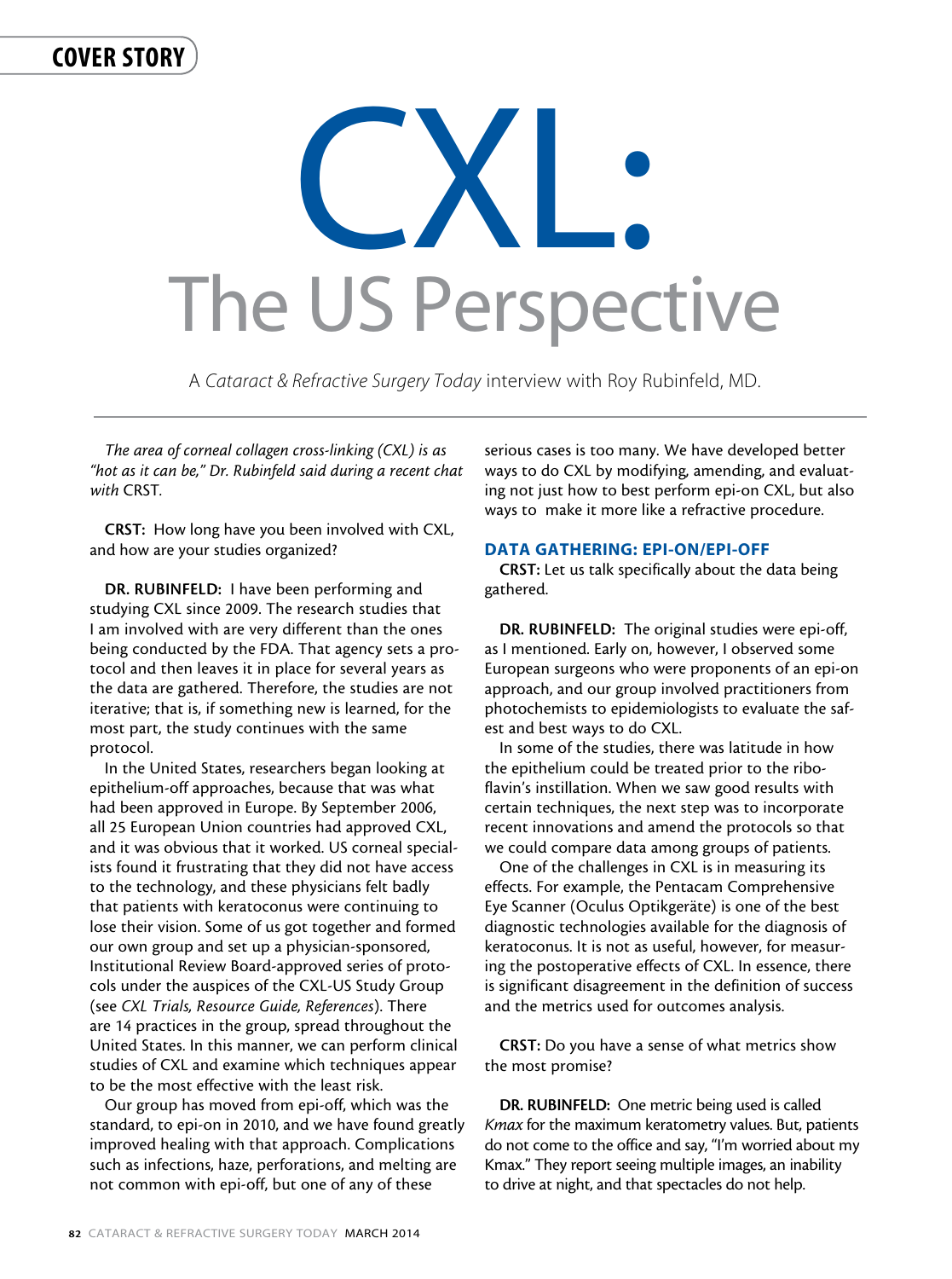COVER STORY

# CXL: The US Perspective

A *Cataract & Refractive Surgery Today* interview with Roy Rubinfeld, MD.

*The area of corneal collagen cross-linking (CXL) is as "hot as it can be," Dr. Rubinfeld said during a recent chat with* CRST.

**CRST:** How long have you been involved with CXL, and how are your studies organized?

**DR. RUBINFELD:** I have been performing and studying CXL since 2009. The research studies that I am involved with are very different than the ones being conducted by the FDA. That agency sets a protocol and then leaves it in place for several years as the data are gathered. Therefore, the studies are not iterative; that is, if something new is learned, for the most part, the study continues with the same protocol.

In the United States, researchers began looking at epithelium-off approaches, because that was what had been approved in Europe. By September 2006, all 25 European Union countries had approved CXL, and it was obvious that it worked. US corneal specialists found it frustrating that they did not have access to the technology, and these physicians felt badly that patients with keratoconus were continuing to lose their vision. Some of us got together and formed our own group and set up a physician-sponsored, Institutional Review Board-approved series of protocols under the auspices of the CXL-US Study Group (see *CXL Trials, Resource Guide, References*). There are 14 practices in the group, spread throughout the United States. In this manner, we can perform clinical studies of CXL and examine which techniques appear to be the most effective with the least risk.

Our group has moved from epi-off, which was the standard, to epi-on in 2010, and we have found greatly improved healing with that approach. Complications such as infections, haze, perforations, and melting are not common with epi-off, but one of any of these serious cases is too many. We have developed better ways to do CXL by modifying, amending, and evaluating not just how to best perform epi-on CXL, but also ways to make it more like a refractive procedure.

## DATA GATHERING: EPI-ON/EPI-OFF

**CRST:** Let us talk specifically about the data being gathered.

**DR. RUBINFELD:** The original studies were epi-off, as I mentioned. Early on, however, I observed some European surgeons who were proponents of an epi-on approach, and our group involved practitioners from photochemists to epidemiologists to evaluate the safest and best ways to do CXL.

In some of the studies, there was latitude in how the epithelium could be treated prior to the riboflavin's instillation. When we saw good results with certain techniques, the next step was to incorporate recent innovations and amend the protocols so that we could compare data among groups of patients.

One of the challenges in CXL is in measuring its effects. For example, the Pentacam Comprehensive Eye Scanner (Oculus Optikgeräte) is one of the best diagnostic technologies available for the diagnosis of keratoconus. It is not as useful, however, for measuring the postoperative effects of CXL. In essence, there is significant disagreement in the definition of success and the metrics used for outcomes analysis.

**CRST:** Do you have a sense of what metrics show the most promise?

**DR. RUBINFELD:** One metric being used is called *Kmax* for the maximum keratometry values. But, patients do not come to the office and say, "I'm worried about my Kmax." They report seeing multiple images, an inability to drive at night, and that spectacles do not help.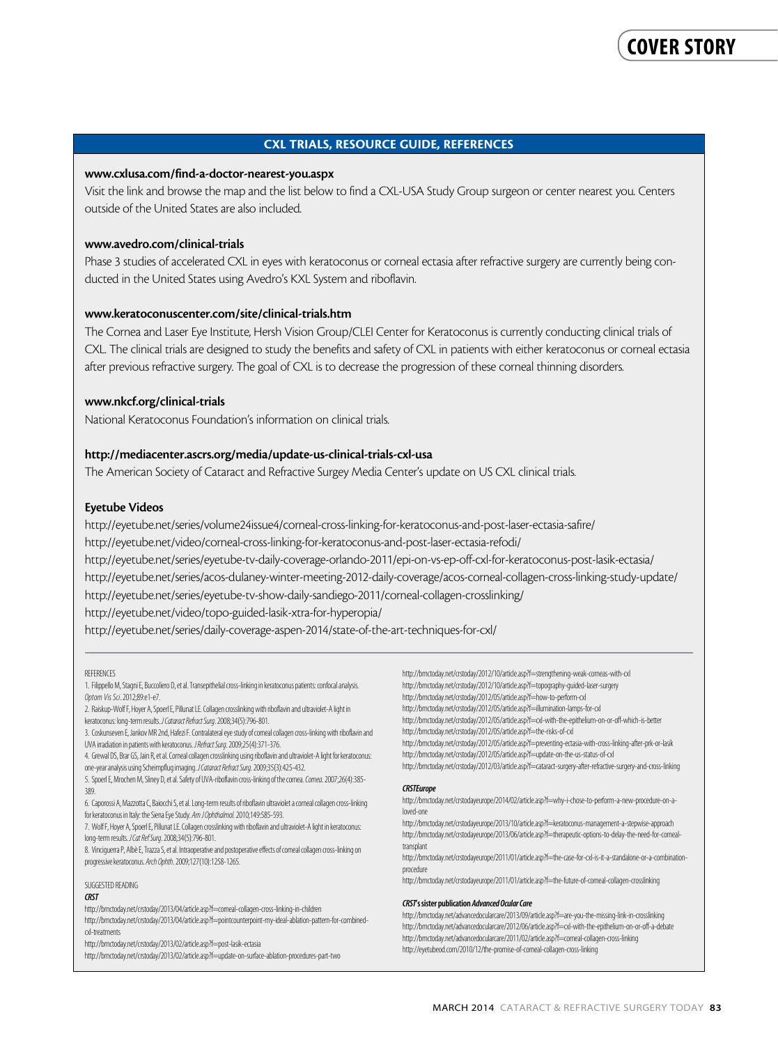## CXL TRIALS, RESOURCE GUIDE, REFERENCES

**www.cxlusa.com/find-a-doctor-nearest-you.aspx**

Visit the link and browse the map and the list below to find a CXL-USA Study Group surgeon or center nearest you. Centers outside of the United States are also included.

**www.avedro.com/clinical-trials**

Phase 3 studies of accelerated CXL in eyes with keratoconus or corneal ectasia after refractive surgery are currently being conducted in the United States using Avedro's KXL System and riboflavin.

**www.keratoconuscenter.com/site/clinical-trials.htm**

The Cornea and Laser Eye Institute, Hersh Vision Group/CLEI Center for Keratoconus is currently conducting clinical trials of CXL. The clinical trials are designed to study the benefits and safety of CXL in patients with either keratoconus or corneal ectasia after previous refractive surgery. The goal of CXL is to decrease the progression of these corneal thinning disorders.

**www.nkcf.org/clinical-trials**

National Keratoconus Foundation's information on clinical trials.

**http://mediacenter.ascrs.org/media/update-us-clinical-trials-cxl-usa**

The American Society of Cataract and Refractive Surgey Media Center's update on US CXL clinical trials.

**Eyetube Videos**

http://eyetube.net/series/volume24issue4/corneal-cross-linking-for-keratoconus-and-post-laser-ectasia-safire/
http://eyetube.net/video/corneal-cross-linking-for-keratoconus-and-post-laser-ectasia-refodi/
http://eyetube.net/series/eyetube-tv-daily-coverage-orlando-2011/epi-on-vs-ep-off-cxl-for-keratoconus-post-lasik-ectasia/
http://eyetube.net/series/acos-dulaney-winter-meeting-2012-daily-coverage/acos-corneal-collagen-cross-linking-study-update/
http://eyetube.net/series/eyetube-tv-show-daily-sandiego-2011/corneal-collagen-crosslinking/
http://eyetube.net/video/topo-guided-lasik-xtra-for-hyperopia/
http://eyetube.net/series/daily-coverage-aspen-2014/state-of-the-art-techniques-for-cxl/

---

REFERENCES

1. Filippello M, Stagni E, Buccoliero D, et al. Transepithelial cross-linking in keratoconus patients: confocal analysis. *Optom Vis Sci*. 2012;89:e1-e7.
2. Raiskup-Wolf F, Hoyer A, Spoerl E, Pillunat LE. Collagen crosslinking with riboflavin and ultraviolet-A light in keratoconus: long-term results. *J Cataract Refract Surg*. 2008;34(5):796-801.
3. Coskunseven E, Jankov MR 2nd, Hafezi F. Contralateral eye study of corneal collagen cross-linking with riboflavin and UVA irradiation in patients with keratoconus. *J Refract Surg*. 2009;25(4):371-376.
4. Grewal DS, Brar GS, Jain R, et al. Corneal collagen crosslinking using riboflavin and ultraviolet-A light for keratoconus: one-year analysis using Scheimpflug imaging. *J Cataract Refract Surg*. 2009;35(3):425-432.
5. Spoerl E, Mrochen M, Sliney D, et al. Safety of UVA-riboflavin cross-linking of the cornea. *Cornea*. 2007;26(4):385-389.
6. Caporossi A, Mazzotta C, Baiocchi S, et al. Long-term results of riboflavin ultraviolet a corneal collagen cross-linking for keratoconus in Italy: the Siena Eye Study. *Am J Ophthalmol*. 2010;149:585-593.
7. Wolf F, Hoyer A, Spoerl E, Pillunat LE. Collagen crosslinking with riboflavin and ultraviolet-A light in keratoconus: long-term results. *J Cat Ref Surg*. 2008;34(5):796-801.
8. Vinciguerra P, Albè E, Trazza S, et al. Intraoperative and postoperative effects of corneal collagen cross-linking on progressive keratoconus. *Arch Ophth*. 2009;127(10):1258-1265.

SUGGESTED READING

***CRST***

http://bmctoday.net/crstoday/2013/04/article.asp?f=corneal-collagen-cross-linking-in-children
http://bmctoday.net/crstoday/2013/04/article.asp?f=pointcounterpoint-my-ideal-ablation-pattern-for-combined-cxl-treatments
http://bmctoday.net/crstoday/2013/02/article.asp?f=post-lasik-ectasia
http://bmctoday.net/crstoday/2013/02/article.asp?f=update-on-surface-ablation-procedures-part-two
http://bmctoday.net/crstoday/2012/10/article.asp?f=strengthening-weak-corneas-with-cxl
http://bmctoday.net/crstoday/2012/10/article.asp?f=topography-guided-laser-surgery
http://bmctoday.net/crstoday/2012/05/article.asp?f=how-to-perform-cxl
http://bmctoday.net/crstoday/2012/05/article.asp?f=illumination-lamps-for-cxl
http://bmctoday.net/crstoday/2012/05/article.asp?f=cxl-with-the-epithelium-on-or-off-which-is-better
http://bmctoday.net/crstoday/2012/05/article.asp?f=the-risks-of-cxl
http://bmctoday.net/crstoday/2012/05/article.asp?f=preventing-ectasia-with-cross-linking-after-prk-or-lasik
http://bmctoday.net/crstoday/2012/05/article.asp?f=update-on-the-us-status-of-cxl
http://bmctoday.net/crstoday/2012/03/article.asp?f=cataract-surgery-after-refractive-surgery-and-cross-linking

***CRSTEurope***

http://bmctoday.net/crstodayeurope/2014/02/article.asp?f=why-i-chose-to-perform-a-new-procedure-on-a-loved-one
http://bmctoday.net/crstodayeurope/2013/10/article.asp?f=keratoconus-management-a-stepwise-approach
http://bmctoday.net/crstodayeurope/2013/06/article.asp?f=therapeutic-options-to-delay-the-need-for-corneal-transplant
http://bmctoday.net/crstodayeurope/2011/01/article.asp?f=the-case-for-cxl-is-it-a-standalone-or-a-combination-procedure
http://bmctoday.net/crstodayeurope/2011/01/article.asp?f=the-future-of-corneal-collagen-crosslinking

***CRST's* sister publication *Advanced Ocular Care***

http://bmctoday.net/advancedocularcare/2013/09/article.asp?f=are-you-the-missing-link-in-crosslinking
http://bmctoday.net/advancedocularcare/2012/06/article.asp?f=cxl-with-the-epithelium-on-or-off-a-debate
http://bmctoday.net/advancedocularcare/2011/02/article.asp?f=corneal-collagen-cross-linking
http://eyetubeod.com/2010/12/the-promise-of-corneal-collagen-cross-linking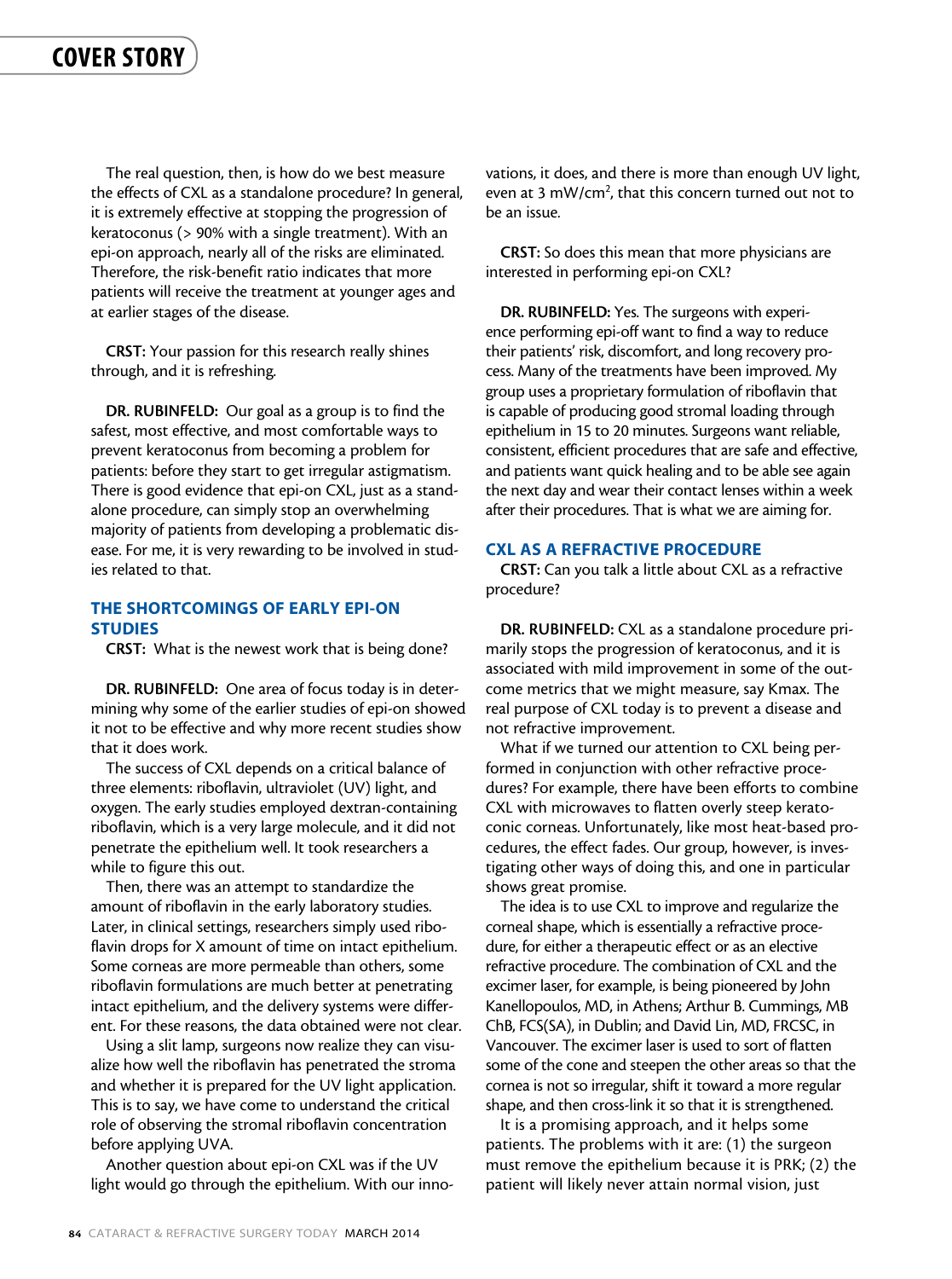The real question, then, is how do we best measure the effects of CXL as a standalone procedure? In general, it is extremely effective at stopping the progression of keratoconus (> 90% with a single treatment). With an epi-on approach, nearly all of the risks are eliminated. Therefore, the risk-benefit ratio indicates that more patients will receive the treatment at younger ages and at earlier stages of the disease.

**CRST:** Your passion for this research really shines through, and it is refreshing.

**DR. RUBINFELD:** Our goal as a group is to find the safest, most effective, and most comfortable ways to prevent keratoconus from becoming a problem for patients: before they start to get irregular astigmatism. There is good evidence that epi-on CXL, just as a standalone procedure, can simply stop an overwhelming majority of patients from developing a problematic disease. For me, it is very rewarding to be involved in studies related to that.

## THE SHORTCOMINGS OF EARLY EPI-ON STUDIES

**CRST:** What is the newest work that is being done?

**DR. RUBINFELD:** One area of focus today is in determining why some of the earlier studies of epi-on showed it not to be effective and why more recent studies show that it does work.

The success of CXL depends on a critical balance of three elements: riboflavin, ultraviolet (UV) light, and oxygen. The early studies employed dextran-containing riboflavin, which is a very large molecule, and it did not penetrate the epithelium well. It took researchers a while to figure this out.

Then, there was an attempt to standardize the amount of riboflavin in the early laboratory studies. Later, in clinical settings, researchers simply used riboflavin drops for X amount of time on intact epithelium. Some corneas are more permeable than others, some riboflavin formulations are much better at penetrating intact epithelium, and the delivery systems were different. For these reasons, the data obtained were not clear.

Using a slit lamp, surgeons now realize they can visualize how well the riboflavin has penetrated the stroma and whether it is prepared for the UV light application. This is to say, we have come to understand the critical role of observing the stromal riboflavin concentration before applying UVA.

Another question about epi-on CXL was if the UV light would go through the epithelium. With our innovations, it does, and there is more than enough UV light, even at 3 mW/cm$^2$, that this concern turned out not to be an issue.

**CRST:** So does this mean that more physicians are interested in performing epi-on CXL?

**DR. RUBINFELD:** Yes. The surgeons with experience performing epi-off want to find a way to reduce their patients' risk, discomfort, and long recovery process. Many of the treatments have been improved. My group uses a proprietary formulation of riboflavin that is capable of producing good stromal loading through epithelium in 15 to 20 minutes. Surgeons want reliable, consistent, efficient procedures that are safe and effective, and patients want quick healing and to be able see again the next day and wear their contact lenses within a week after their procedures. That is what we are aiming for.

## CXL AS A REFRACTIVE PROCEDURE

**CRST:** Can you talk a little about CXL as a refractive procedure?

**DR. RUBINFELD:** CXL as a standalone procedure primarily stops the progression of keratoconus, and it is associated with mild improvement in some of the outcome metrics that we might measure, say Kmax. The real purpose of CXL today is to prevent a disease and not refractive improvement.

What if we turned our attention to CXL being performed in conjunction with other refractive procedures? For example, there have been efforts to combine CXL with microwaves to flatten overly steep keratoconic corneas. Unfortunately, like most heat-based procedures, the effect fades. Our group, however, is investigating other ways of doing this, and one in particular shows great promise.

The idea is to use CXL to improve and regularize the corneal shape, which is essentially a refractive procedure, for either a therapeutic effect or as an elective refractive procedure. The combination of CXL and the excimer laser, for example, is being pioneered by John Kanellopoulos, MD, in Athens; Arthur B. Cummings, MB ChB, FCS(SA), in Dublin; and David Lin, MD, FRCSC, in Vancouver. The excimer laser is used to sort of flatten some of the cone and steepen the other areas so that the cornea is not so irregular, shift it toward a more regular shape, and then cross-link it so that it is strengthened.

It is a promising approach, and it helps some patients. The problems with it are: (1) the surgeon must remove the epithelium because it is PRK; (2) the patient will likely never attain normal vision, just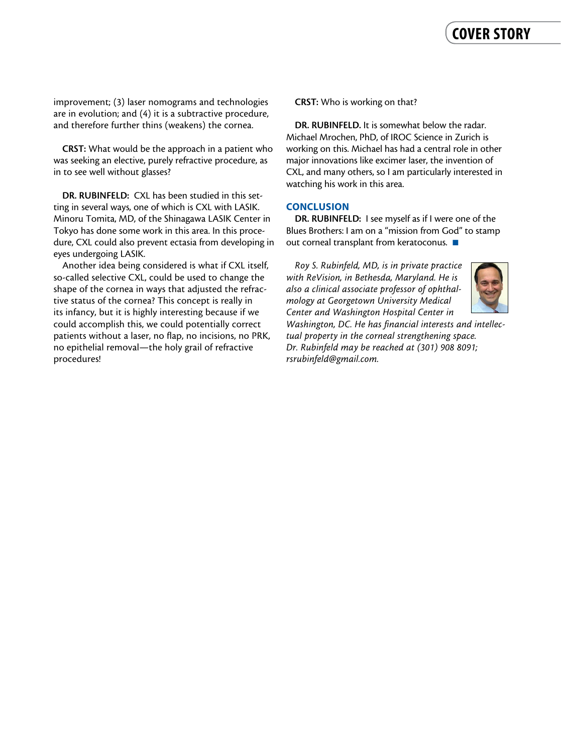improvement; (3) laser nomograms and technologies are in evolution; and (4) it is a subtractive procedure, and therefore further thins (weakens) the cornea.

**CRST:** What would be the approach in a patient who was seeking an elective, purely refractive procedure, as in to see well without glasses?

**DR. RUBINFELD:** CXL has been studied in this setting in several ways, one of which is CXL with LASIK. Minoru Tomita, MD, of the Shinagawa LASIK Center in Tokyo has done some work in this area. In this procedure, CXL could also prevent ectasia from developing in eyes undergoing LASIK.

Another idea being considered is what if CXL itself, so-called selective CXL, could be used to change the shape of the cornea in ways that adjusted the refractive status of the cornea? This concept is really in its infancy, but it is highly interesting because if we could accomplish this, we could potentially correct patients without a laser, no flap, no incisions, no PRK, no epithelial removal—the holy grail of refractive procedures!

**CRST:** Who is working on that?

**DR. RUBINFELD.** It is somewhat below the radar. Michael Mrochen, PhD, of IROC Science in Zurich is working on this. Michael has had a central role in other major innovations like excimer laser, the invention of CXL, and many others, so I am particularly interested in watching his work in this area.

## CONCLUSION

**DR. RUBINFELD:** I see myself as if I were one of the Blues Brothers: I am on a "mission from God" to stamp out corneal transplant from keratoconus. ■

*Roy S. Rubinfeld, MD, is in private practice with ReVision, in Bethesda, Maryland. He is also a clinical associate professor of ophthalmology at Georgetown University Medical Center and Washington Hospital Center in Washington, DC. He has financial interests and intellectual property in the corneal strengthening space. Dr. Rubinfeld may be reached at (301) 908 8091; rsrubinfeld@gmail.com.*